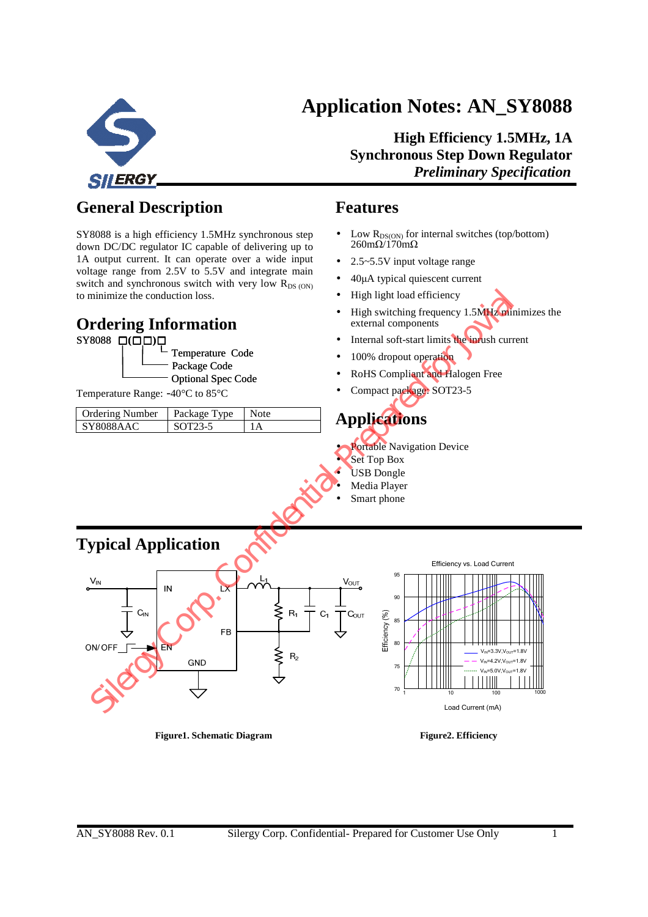# Application Notes: AN_SY8088

**High Efficiency 1.5MHz, 1A Synchronous Step Down Regulator**
***Preliminary Specification***

## General Description

SY8088 is a high efficiency 1.5MHz synchronous step down DC/DC regulator IC capable of delivering up to 1A output current. It can operate over a wide input voltage range from 2.5V to 5.5V and integrate main switch and synchronous switch with very low $R_{DS\ (ON)}$ to minimize the conduction loss.

## Ordering Information

SY8088 □(□□)□
- Temperature Code
- Package Code
- Optional Spec Code

Temperature Range: -40°C to 85°C

| Ordering Number | Package Type | Note |
|---|---|---|
| SY8088AAC | SOT23-5 | 1A |

## Features

- Low $R_{DS(ON)}$ for internal switches (top/bottom) 260mΩ/170mΩ
- 2.5~5.5V input voltage range
- 40µA typical quiescent current
- High light load efficiency
- High switching frequency 1.5MHz minimizes the external components
- Internal soft-start limits the inrush current
- 100% dropout operation
- RoHS Compliant and Halogen Free
- Compact package: SOT23-5

## Applications

- Portable Navigation Device
- Set Top Box
- USB Dongle
- Media Player
- Smart phone

## Typical Application

**Figure1. Schematic Diagram**

**Figure2. Efficiency**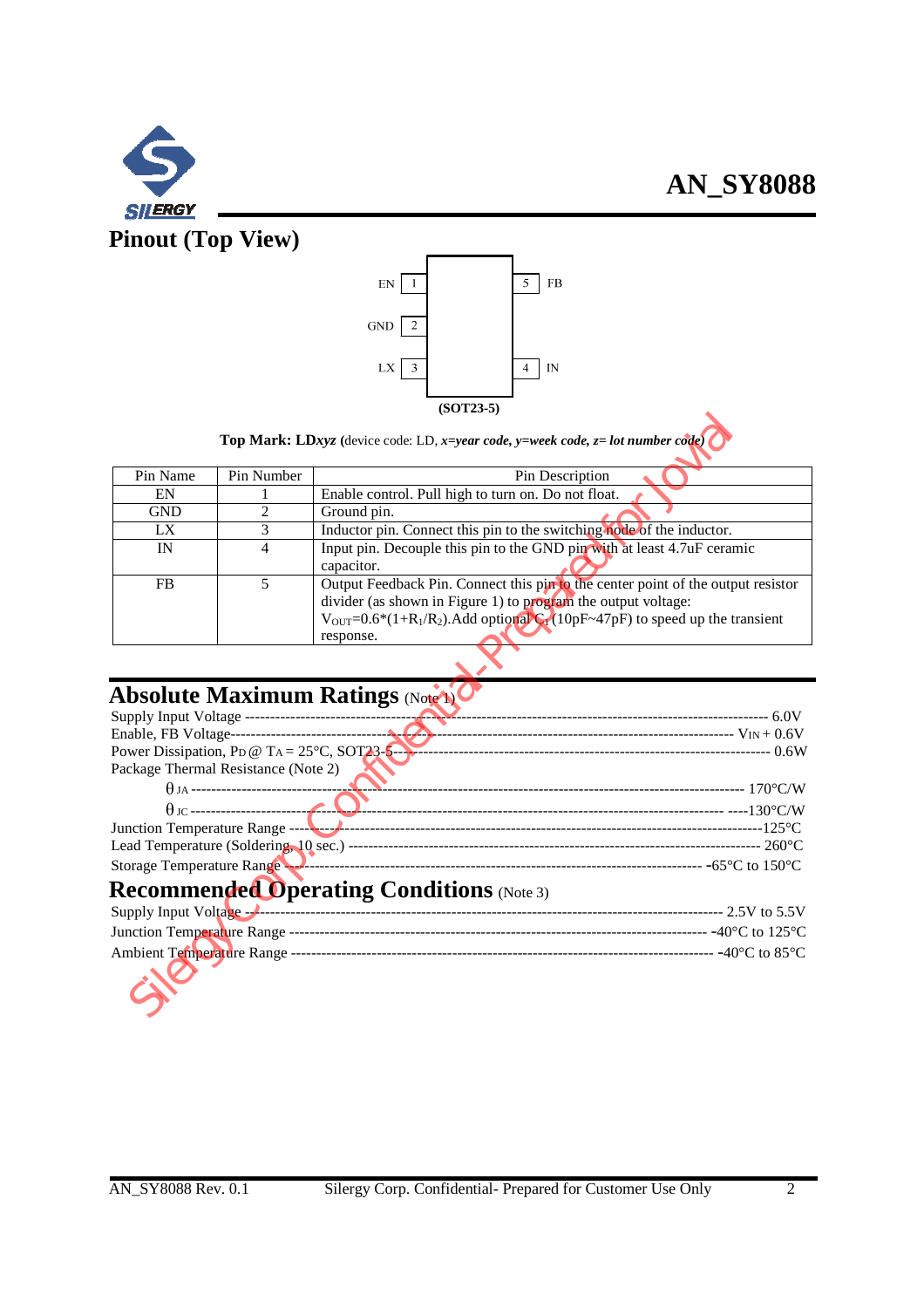## Pinout (Top View)

| Pin | Name | | Pin | Name |
|---|---|---|---|---|
| 1 | EN | | 5 | FB |
| 2 | GND | | | |
| 3 | LX | | 4 | IN |

**(SOT23-5)**

**Top Mark: LD*xyz*** (device code: LD, *x=year code, y=week code, z= lot number code*)

| Pin Name | Pin Number | Pin Description |
|---|---|---|
| EN | 1 | Enable control. Pull high to turn on. Do not float. |
| GND | 2 | Ground pin. |
| LX | 3 | Inductor pin. Connect this pin to the switching node of the inductor. |
| IN | 4 | Input pin. Decouple this pin to the GND pin with at least 4.7uF ceramic capacitor. |
| FB | 5 | Output Feedback Pin. Connect this pin to the center point of the output resistor divider (as shown in Figure 1) to program the output voltage: $V_{OUT}$=0.6*(1+$R_1$/$R_2$).Add optional $C_f$ (10pF~47pF) to speed up the transient response. |

## Absolute Maximum Ratings (Note 1)

Supply Input Voltage ---------------------------------------------------------------------------------------------- 6.0V
Enable, FB Voltage------------------------------------------------------------------------------------------------ $V_{IN}$ + 0.6V
Power Dissipation, $P_D$ @ $T_A$ = 25°C, SOT23-5 ---------------------------------------------------------------------- 0.6W
Package Thermal Resistance (Note 2)
  $\theta_{JA}$ ------------------------------------------------------------------------------------------------------ 170°C/W
  $\theta_{JC}$ ------------------------------------------------------------------------------------------------------ ----130°C/W
Junction Temperature Range --------------------------------------------------------------------------------------125°C
Lead Temperature (Soldering, 10 sec.) ------------------------------------------------------------------------ 260°C
Storage Temperature Range ---------------------------------------------------------------------------------- -65°C to 150°C

## Recommended Operating Conditions (Note 3)

Supply Input Voltage ------------------------------------------------------------------------------------------ 2.5V to 5.5V
Junction Temperature Range ------------------------------------------------------------------------------- -40°C to 125°C
Ambient Temperature Range --------------------------------------------------------------------------------- -40°C to 85°C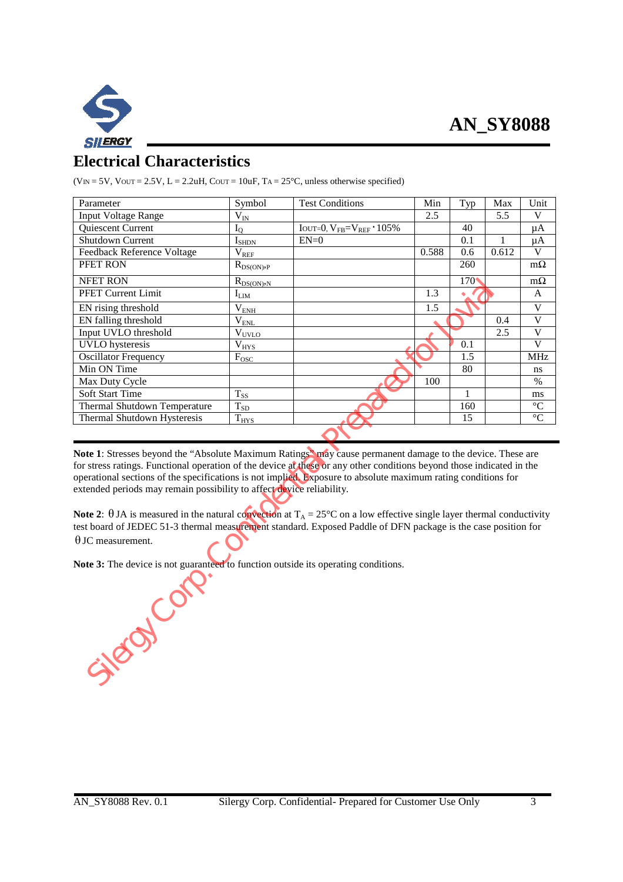## Electrical Characteristics

($V_{IN}$ = 5V, $V_{OUT}$ = 2.5V, L = 2.2uH, $C_{OUT}$ = 10uF, $T_A$ = 25°C, unless otherwise specified)

| Parameter | Symbol | Test Conditions | Min | Typ | Max | Unit |
|---|---|---|---|---|---|---|
| Input Voltage Range | $V_{IN}$ | | 2.5 | | 5.5 | V |
| Quiescent Current | $I_Q$ | $I_{OUT}$=0, $V_{FB}$=$V_{REF}$·105% | | 40 | | μA |
| Shutdown Current | $I_{SHDN}$ | EN=0 | | 0.1 | 1 | μA |
| Feedback Reference Voltage | $V_{REF}$ | | 0.588 | 0.6 | 0.612 | V |
| PFET RON | $R_{DS(ON),P}$ | | | 260 | | mΩ |
| NFET RON | $R_{DS(ON),N}$ | | | 170 | | mΩ |
| PFET Current Limit | $I_{LIM}$ | | 1.3 | | | A |
| EN rising threshold | $V_{ENH}$ | | 1.5 | | | V |
| EN falling threshold | $V_{ENL}$ | | | | 0.4 | V |
| Input UVLO threshold | $V_{UVLO}$ | | | | 2.5 | V |
| UVLO hysteresis | $V_{HYS}$ | | | 0.1 | | V |
| Oscillator Frequency | $F_{OSC}$ | | | 1.5 | | MHz |
| Min ON Time | | | | 80 | | ns |
| Max Duty Cycle | | | 100 | | | % |
| Soft Start Time | $T_{SS}$ | | | 1 | | ms |
| Thermal Shutdown Temperature | $T_{SD}$ | | | 160 | | °C |
| Thermal Shutdown Hysteresis | $T_{HYS}$ | | | 15 | | °C |

**Note 1**: Stresses beyond the "Absolute Maximum Ratings" may cause permanent damage to the device. These are for stress ratings. Functional operation of the device at these or any other conditions beyond those indicated in the operational sections of the specifications is not implied. Exposure to absolute maximum rating conditions for extended periods may remain possibility to affect device reliability.

**Note 2**: θJA is measured in the natural convection at $T_A$ = 25°C on a low effective single layer thermal conductivity test board of JEDEC 51-3 thermal measurement standard. Exposed Paddle of DFN package is the case position for θJC measurement.

**Note 3:** The device is not guaranteed to function outside its operating conditions.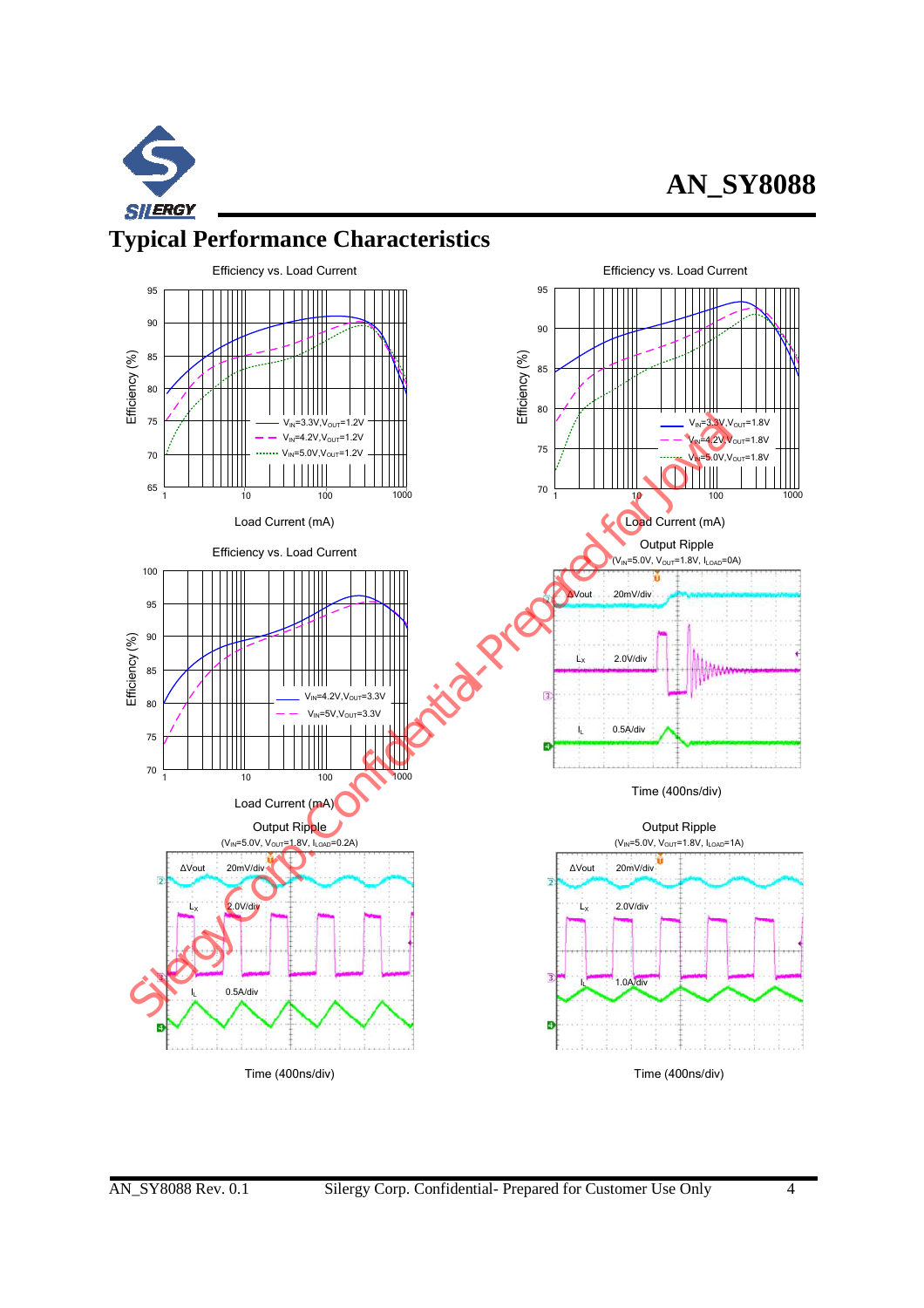## Typical Performance Characteristics

Efficiency vs. Load Current

($V_{IN}$=3.3V, $V_{OUT}$=1.2V; $V_{IN}$=4.2V, $V_{OUT}$=1.2V; $V_{IN}$=5.0V, $V_{OUT}$=1.2V)

Efficiency vs. Load Current

($V_{IN}$=3.3V, $V_{OUT}$=1.8V; $V_{IN}$=4.2V, $V_{OUT}$=1.8V; $V_{IN}$=5.0V, $V_{OUT}$=1.8V)

Efficiency vs. Load Current

($V_{IN}$=4.2V, $V_{OUT}$=3.3V; $V_{IN}$=5V, $V_{OUT}$=3.3V)

Output Ripple

($V_{IN}$=5.0V, $V_{OUT}$=1.8V, $I_{LOAD}$=0A)

Output Ripple

($V_{IN}$=5.0V, $V_{OUT}$=1.8V, $I_{LOAD}$=0.2A)

Output Ripple

($V_{IN}$=5.0V, $V_{OUT}$=1.8V, $I_{LOAD}$=1A)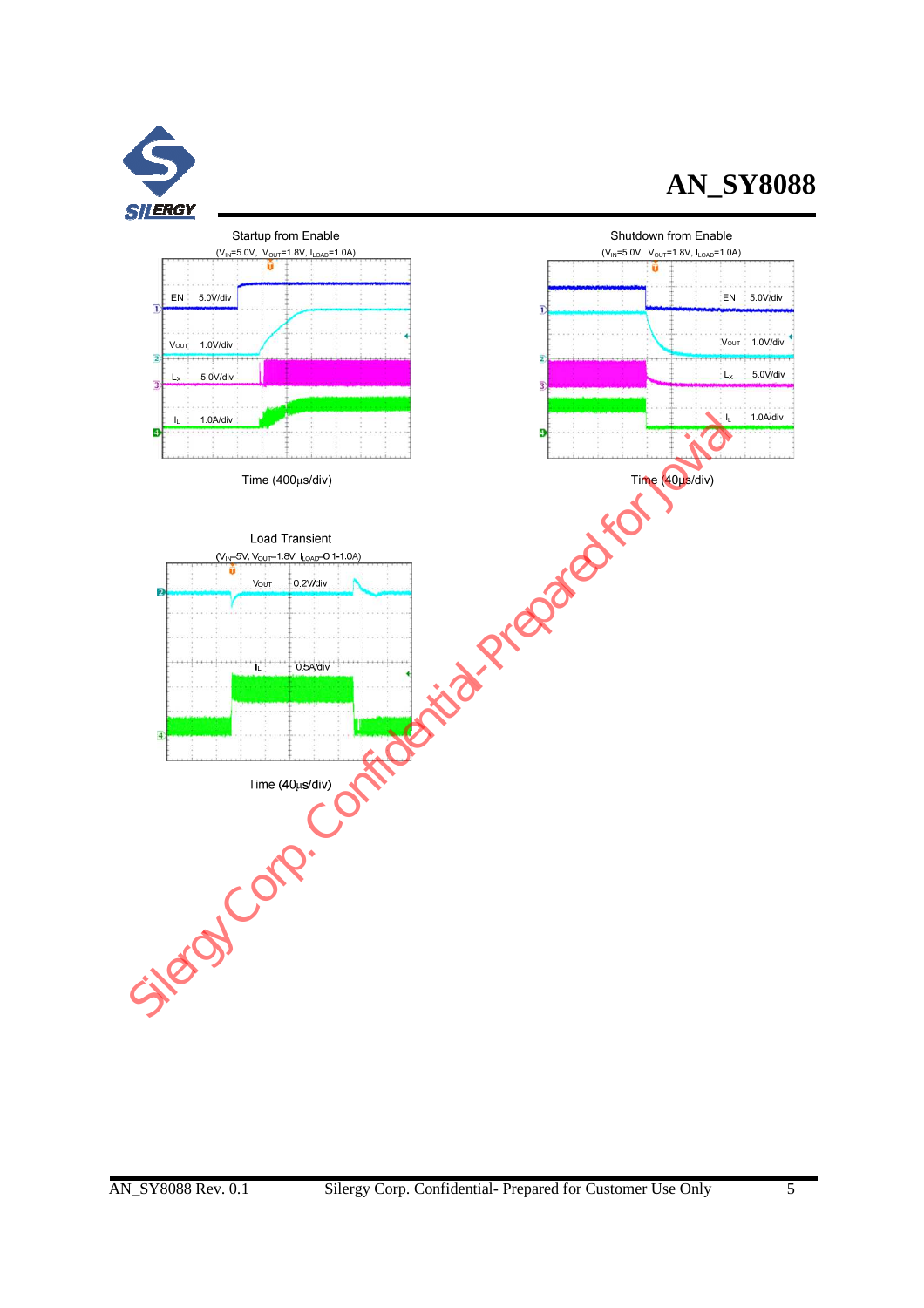Startup from Enable

($V_{IN}$=5.0V, $V_{OUT}$=1.8V, $I_{LOAD}$=1.0A)

EN 5.0V/div

$V_{OUT}$ 1.0V/div

$L_X$ 5.0V/div

$I_L$ 1.0A/div

Time (400µs/div)

Shutdown from Enable

($V_{IN}$=5.0V, $V_{OUT}$=1.8V, $I_{LOAD}$=1.0A)

EN 5.0V/div

$V_{OUT}$ 1.0V/div

$L_X$ 5.0V/div

$I_L$ 1.0A/div

Time (40µs/div)

Load Transient

($V_{IN}$=5V, $V_{OUT}$=1.8V, $I_{LOAD}$=0.1-1.0A)

$V_{OUT}$ 0.2V/div

$I_L$ 0.5A/div

Time (40µs/div)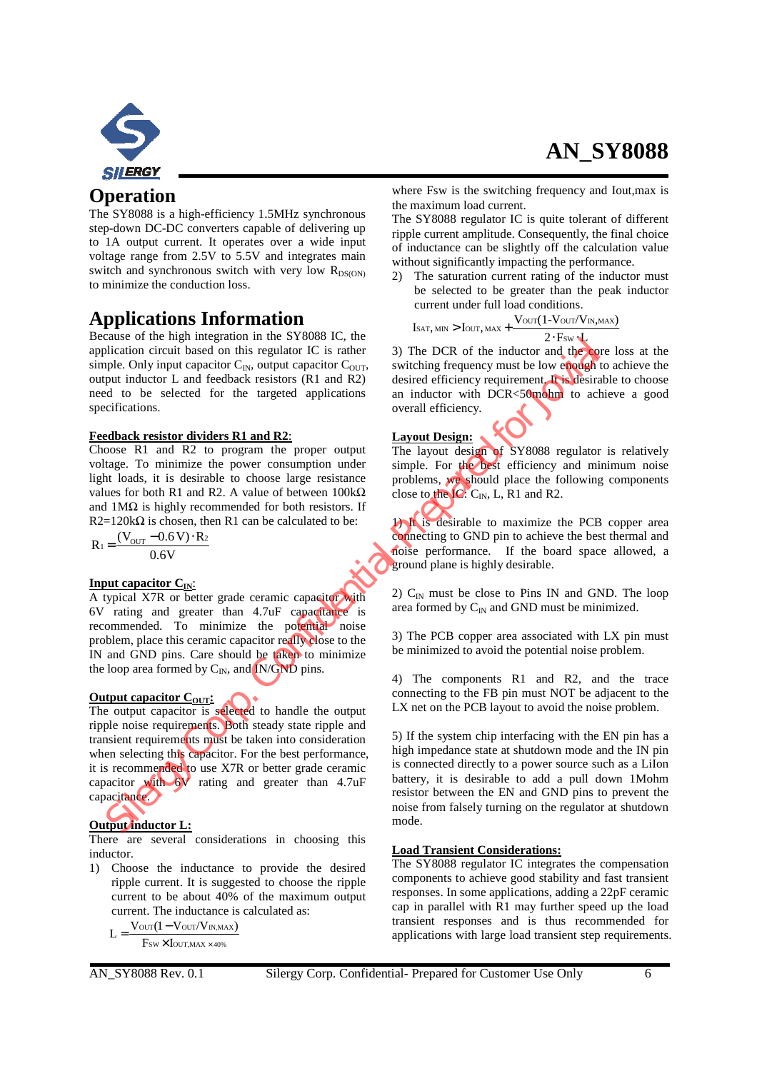# Operation

The SY8088 is a high-efficiency 1.5MHz synchronous step-down DC-DC converters capable of delivering up to 1A output current. It operates over a wide input voltage range from 2.5V to 5.5V and integrates main switch and synchronous switch with very low $R_{DS(ON)}$ to minimize the conduction loss.

# Applications Information

Because of the high integration in the SY8088 IC, the application circuit based on this regulator IC is rather simple. Only input capacitor $C_{IN}$, output capacitor $C_{OUT}$, output inductor L and feedback resistors (R1 and R2) need to be selected for the targeted applications specifications.

**Feedback resistor dividers R1 and R2:**

Choose R1 and R2 to program the proper output voltage. To minimize the power consumption under light loads, it is desirable to choose large resistance values for both R1 and R2. A value of between 100kΩ and 1MΩ is highly recommended for both resistors. If R2=120kΩ is chosen, then R1 can be calculated to be:

$$R_1 = \frac{(V_{OUT} - 0.6V) \cdot R_2}{0.6V}$$

**Input capacitor $C_{IN}$:**

A typical X7R or better grade ceramic capacitor with 6V rating and greater than 4.7uF capacitance is recommended. To minimize the potential noise problem, place this ceramic capacitor really close to the IN and GND pins. Care should be taken to minimize the loop area formed by $C_{IN}$, and IN/GND pins.

**Output capacitor $C_{OUT}$:**

The output capacitor is selected to handle the output ripple noise requirements. Both steady state ripple and transient requirements must be taken into consideration when selecting this capacitor. For the best performance, it is recommended to use X7R or better grade ceramic capacitor with 6V rating and greater than 4.7uF capacitance.

**Output inductor L:**

There are several considerations in choosing this inductor.

1) Choose the inductance to provide the desired ripple current. It is suggested to choose the ripple current to be about 40% of the maximum output current. The inductance is calculated as:

$$L = \frac{V_{OUT}(1 - V_{OUT}/V_{IN,MAX})}{F_{SW} \times I_{OUT,MAX} \times 40\%}$$

where Fsw is the switching frequency and Iout,max is the maximum load current.

The SY8088 regulator IC is quite tolerant of different ripple current amplitude. Consequently, the final choice of inductance can be slightly off the calculation value without significantly impacting the performance.

2) The saturation current rating of the inductor must be selected to be greater than the peak inductor current under full load conditions.

$$I_{SAT,MIN} > I_{OUT,MAX} + \frac{V_{OUT}(1 - V_{OUT}/V_{IN,MAX})}{2 \cdot F_{SW} \cdot L}$$

3) The DCR of the inductor and the core loss at the switching frequency must be low enough to achieve the desired efficiency requirement. It is desirable to choose an inductor with DCR<50mohm to achieve a good overall efficiency.

**Layout Design:**

The layout design of SY8088 regulator is relatively simple. For the best efficiency and minimum noise problems, we should place the following components close to the IC: $C_{IN}$, L, R1 and R2.

1) It is desirable to maximize the PCB copper area connecting to GND pin to achieve the best thermal and noise performance. If the board space allowed, a ground plane is highly desirable.

2) $C_{IN}$ must be close to Pins IN and GND. The loop area formed by $C_{IN}$ and GND must be minimized.

3) The PCB copper area associated with LX pin must be minimized to avoid the potential noise problem.

4) The components R1 and R2, and the trace connecting to the FB pin must NOT be adjacent to the LX net on the PCB layout to avoid the noise problem.

5) If the system chip interfacing with the EN pin has a high impedance state at shutdown mode and the IN pin is connected directly to a power source such as a LiIon battery, it is desirable to add a pull down 1Mohm resistor between the EN and GND pins to prevent the noise from falsely turning on the regulator at shutdown mode.

**Load Transient Considerations:**

The SY8088 regulator IC integrates the compensation components to achieve good stability and fast transient responses. In some applications, adding a 22pF ceramic cap in parallel with R1 may further speed up the load transient responses and is thus recommended for applications with large load transient step requirements.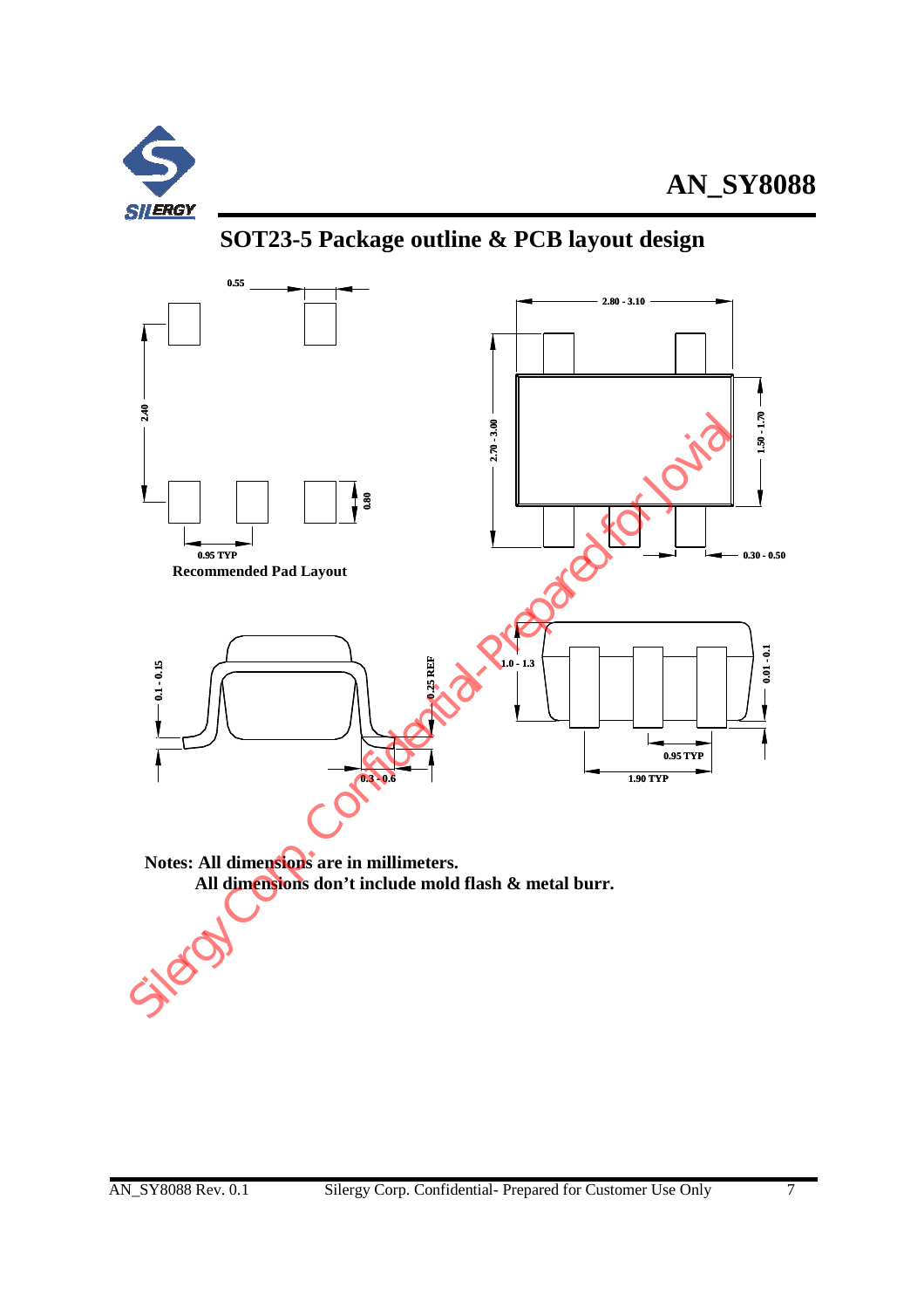## SOT23-5 Package outline & PCB layout design

0.55

2.40

0.80

0.95 TYP

Recommended Pad Layout

2.80 - 3.10

2.70 - 3.00

1.50 - 1.70

0.30 - 0.50

0.1 - 0.15

0.25 REF

0.3 - 0.6

1.0 - 1.3

0.01 - 0.1

0.95 TYP

1.90 TYP

**Notes: All dimensions are in millimeters.**
**All dimensions don't include mold flash & metal burr.**